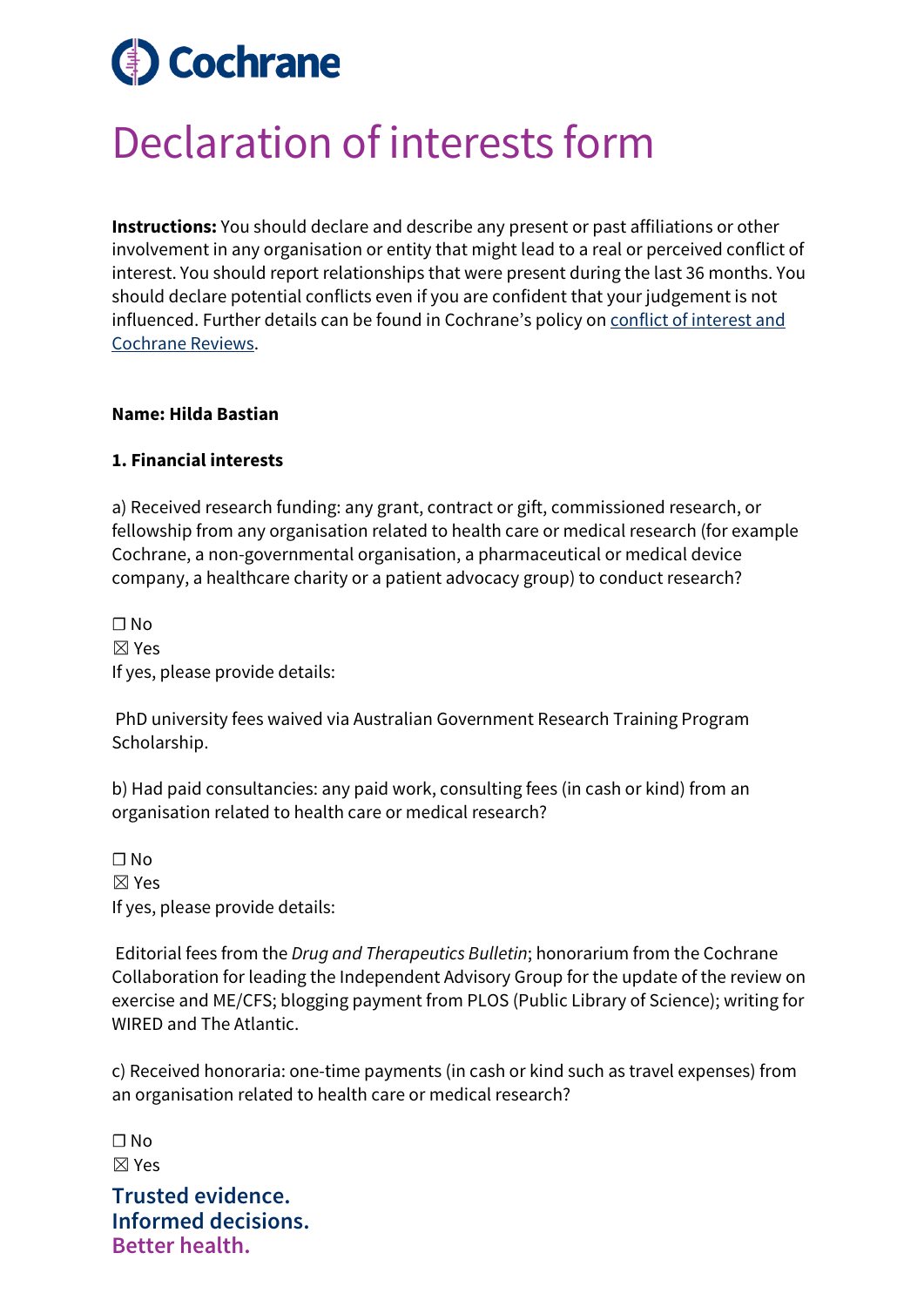Cochrane

# Declaration of interests form

**Instructions:** You should declare and describe any present or past affiliations or other involvement in any organisation or entity that might lead to a real or perceived conflict of interest. You should report relationships that were present during the last 36 months. You should declare potential conflicts even if you are confident that your judgement is not influenced. Further details can be found in Cochrane's policy on [conflict of interest and Cochrane Reviews](conflict of interest and Cochrane Reviews).

**Name: Hilda Bastian**

**1. Financial interests**

a) Received research funding: any grant, contract or gift, commissioned research, or fellowship from any organisation related to health care or medical research (for example Cochrane, a non-governmental organisation, a pharmaceutical or medical device company, a healthcare charity or a patient advocacy group) to conduct research?

☐ No
☒ Yes
If yes, please provide details:

PhD university fees waived via Australian Government Research Training Program Scholarship.

b) Had paid consultancies: any paid work, consulting fees (in cash or kind) from an organisation related to health care or medical research?

☐ No
☒ Yes
If yes, please provide details:

Editorial fees from the *Drug and Therapeutics Bulletin*; honorarium from the Cochrane Collaboration for leading the Independent Advisory Group for the update of the review on exercise and ME/CFS; blogging payment from PLOS (Public Library of Science); writing for WIRED and The Atlantic.

c) Received honoraria: one-time payments (in cash or kind such as travel expenses) from an organisation related to health care or medical research?

☐ No
☒ Yes

Trusted evidence.
Informed decisions.
Better health.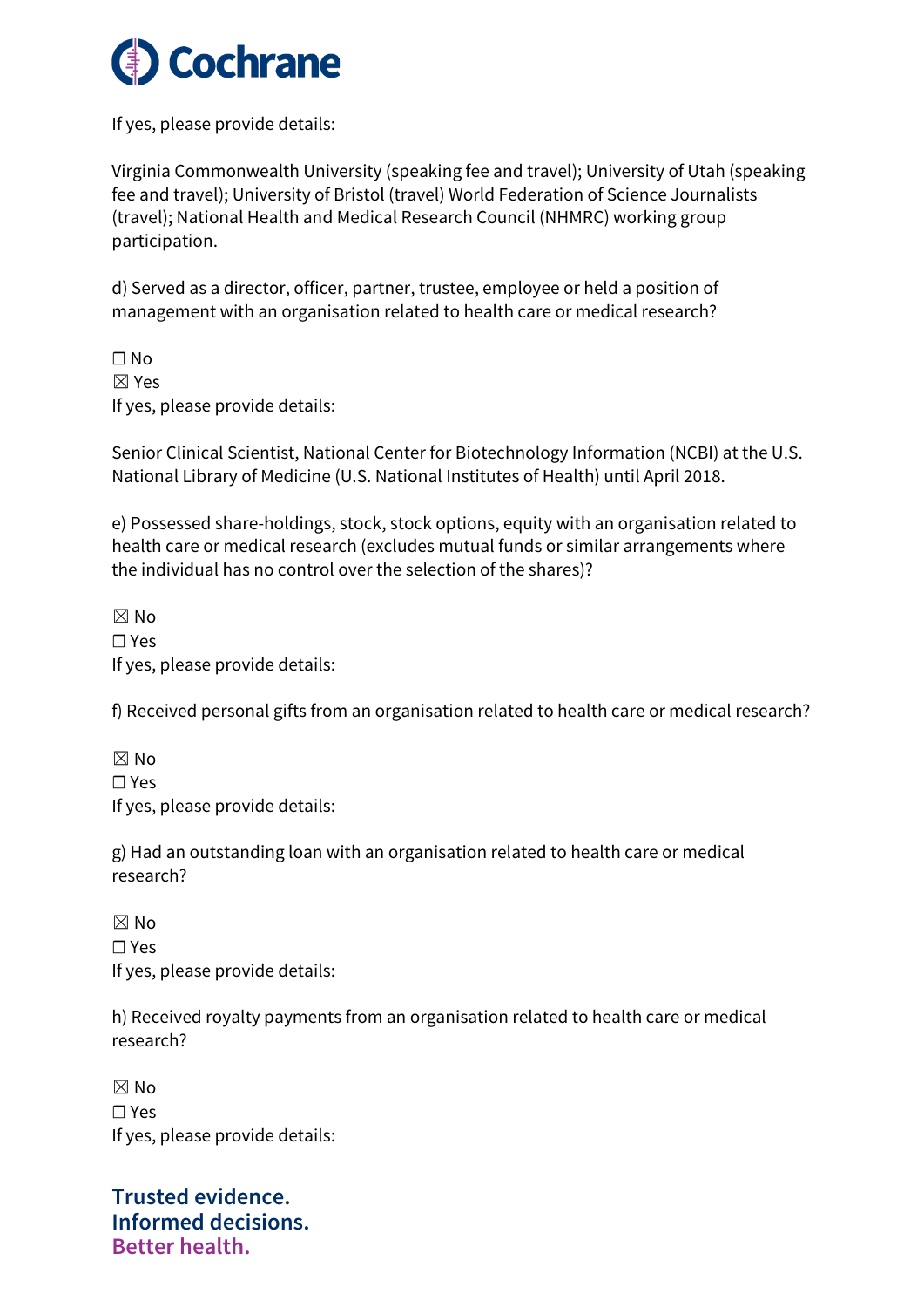If yes, please provide details:

Virginia Commonwealth University (speaking fee and travel); University of Utah (speaking fee and travel); University of Bristol (travel) World Federation of Science Journalists (travel); National Health and Medical Research Council (NHMRC) working group participation.

d) Served as a director, officer, partner, trustee, employee or held a position of management with an organisation related to health care or medical research?

☐ No
☒ Yes
If yes, please provide details:

Senior Clinical Scientist, National Center for Biotechnology Information (NCBI) at the U.S. National Library of Medicine (U.S. National Institutes of Health) until April 2018.

e) Possessed share-holdings, stock, stock options, equity with an organisation related to health care or medical research (excludes mutual funds or similar arrangements where the individual has no control over the selection of the shares)?

☒ No
☐ Yes
If yes, please provide details:

f) Received personal gifts from an organisation related to health care or medical research?

☒ No
☐ Yes
If yes, please provide details:

g) Had an outstanding loan with an organisation related to health care or medical research?

☒ No
☐ Yes
If yes, please provide details:

h) Received royalty payments from an organisation related to health care or medical research?

☒ No
☐ Yes
If yes, please provide details: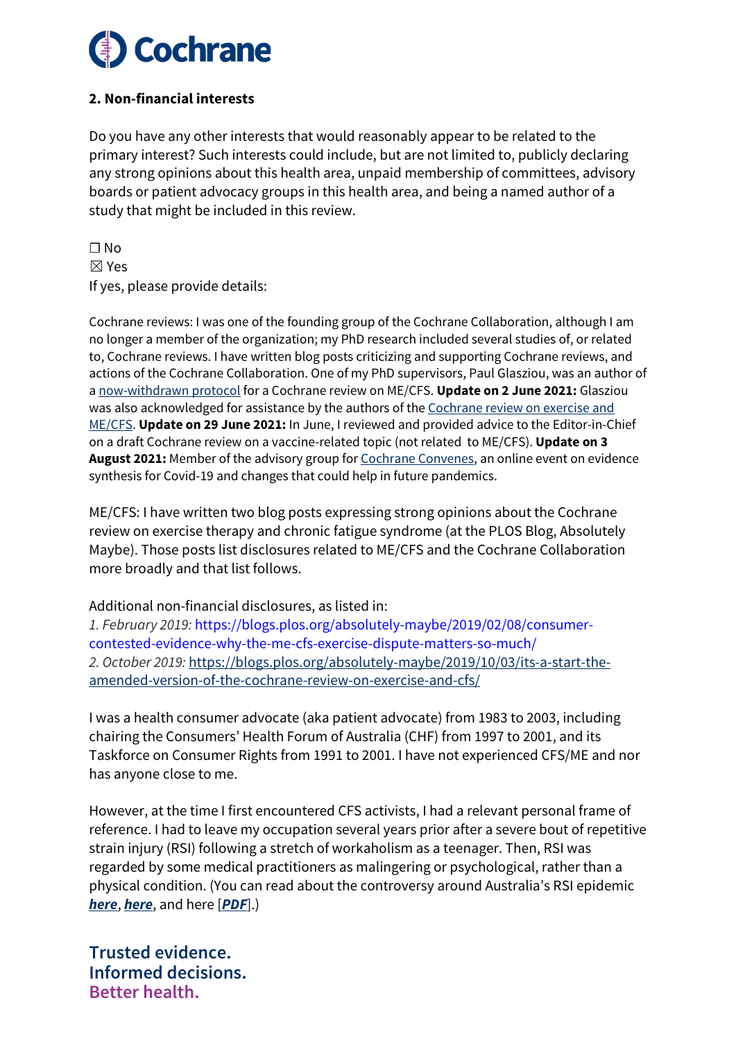### 2. Non-financial interests

Do you have any other interests that would reasonably appear to be related to the primary interest? Such interests could include, but are not limited to, publicly declaring any strong opinions about this health area, unpaid membership of committees, advisory boards or patient advocacy groups in this health area, and being a named author of a study that might be included in this review.

☐ No
☒ Yes
If yes, please provide details:

Cochrane reviews: I was one of the founding group of the Cochrane Collaboration, although I am no longer a member of the organization; my PhD research included several studies of, or related to, Cochrane reviews. I have written blog posts criticizing and supporting Cochrane reviews, and actions of the Cochrane Collaboration. One of my PhD supervisors, Paul Glasziou, was an author of a now-withdrawn protocol for a Cochrane review on ME/CFS. **Update on 2 June 2021:** Glasziou was also acknowledged for assistance by the authors of the Cochrane review on exercise and ME/CFS. **Update on 29 June 2021:** In June, I reviewed and provided advice to the Editor-in-Chief on a draft Cochrane review on a vaccine-related topic (not related to ME/CFS). **Update on 3 August 2021:** Member of the advisory group for Cochrane Convenes, an online event on evidence synthesis for Covid-19 and changes that could help in future pandemics.

ME/CFS: I have written two blog posts expressing strong opinions about the Cochrane review on exercise therapy and chronic fatigue syndrome (at the PLOS Blog, Absolutely Maybe). Those posts list disclosures related to ME/CFS and the Cochrane Collaboration more broadly and that list follows.

Additional non-financial disclosures, as listed in:
1. *February 2019:* https://blogs.plos.org/absolutely-maybe/2019/02/08/consumer-contested-evidence-why-the-me-cfs-exercise-dispute-matters-so-much/
2. *October 2019:* https://blogs.plos.org/absolutely-maybe/2019/10/03/its-a-start-the-amended-version-of-the-cochrane-review-on-exercise-and-cfs/

I was a health consumer advocate (aka patient advocate) from 1983 to 2003, including chairing the Consumers' Health Forum of Australia (CHF) from 1997 to 2001, and its Taskforce on Consumer Rights from 1991 to 2001. I have not experienced CFS/ME and nor has anyone close to me.

However, at the time I first encountered CFS activists, I had a relevant personal frame of reference. I had to leave my occupation several years prior after a severe bout of repetitive strain injury (RSI) following a stretch of workaholism as a teenager. Then, RSI was regarded by some medical practitioners as malingering or psychological, rather than a physical condition. (You can read about the controversy around Australia's RSI epidemic ***here***, ***here***, and here [***PDF***].)

**Trusted evidence.**
**Informed decisions.**
**Better health.**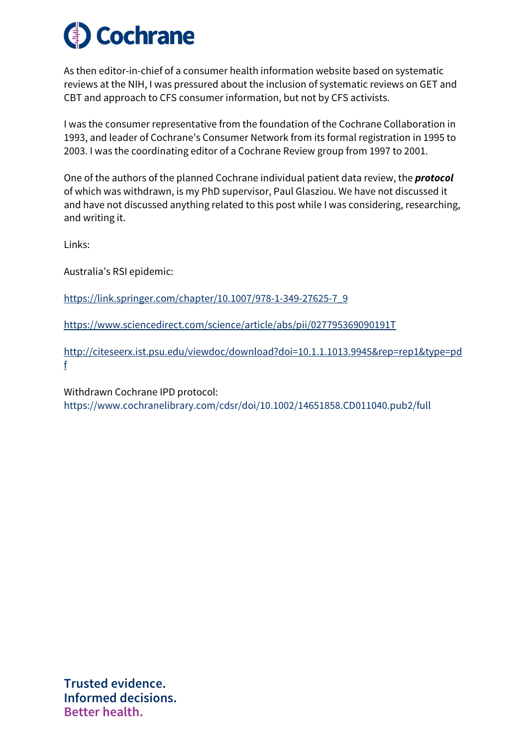As then editor-in-chief of a consumer health information website based on systematic reviews at the NIH, I was pressured about the inclusion of systematic reviews on GET and CBT and approach to CFS consumer information, but not by CFS activists.

I was the consumer representative from the foundation of the Cochrane Collaboration in 1993, and leader of Cochrane's Consumer Network from its formal registration in 1995 to 2003. I was the coordinating editor of a Cochrane Review group from 1997 to 2001.

One of the authors of the planned Cochrane individual patient data review, the ***protocol*** of which was withdrawn, is my PhD supervisor, Paul Glasziou. We have not discussed it and have not discussed anything related to this post while I was considering, researching, and writing it.

Links:

Australia's RSI epidemic:

https://link.springer.com/chapter/10.1007/978-1-349-27625-7_9

https://www.sciencedirect.com/science/article/abs/pii/027795369090191T

http://citeseerx.ist.psu.edu/viewdoc/download?doi=10.1.1.1013.9945&rep=rep1&type=pdf

Withdrawn Cochrane IPD protocol:
https://www.cochranelibrary.com/cdsr/doi/10.1002/14651858.CD011040.pub2/full